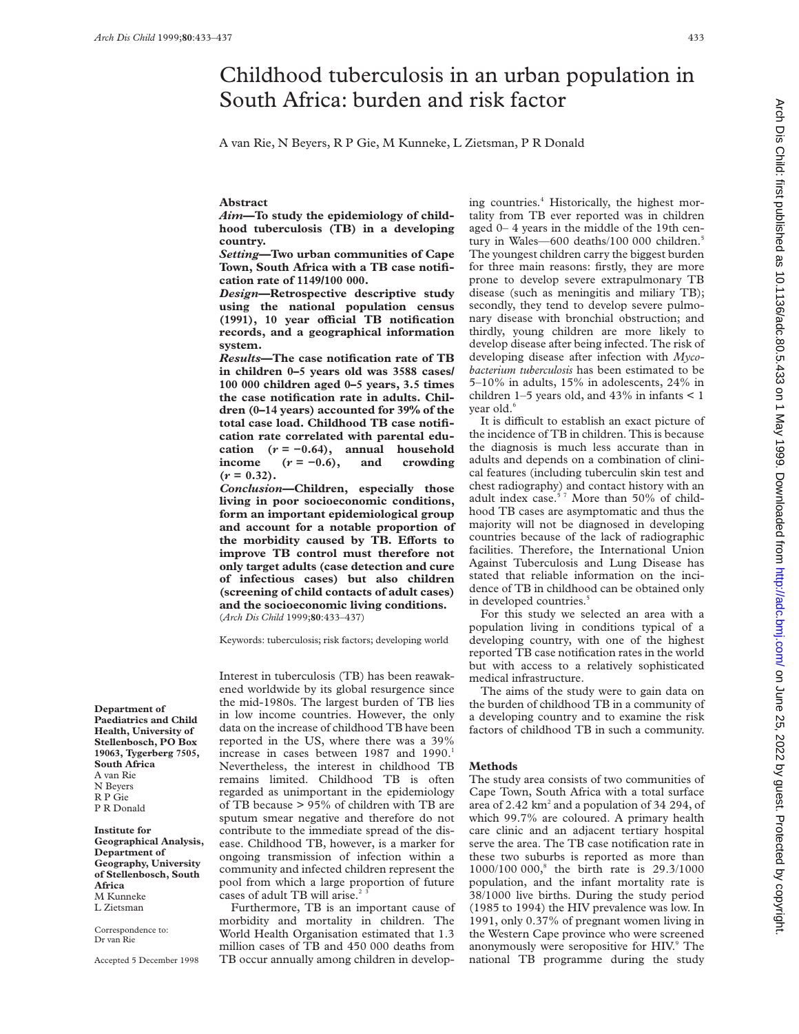# Childhood tuberculosis in an urban population in South Africa: burden and risk factor

A van Rie, N Beyers, R P Gie, M Kunneke, L Zietsman, P R Donald

## Abstract

***Aim*—To study the epidemiology of childhood tuberculosis (TB) in a developing country.**

***Setting*—Two urban communities of Cape Town, South Africa with a TB case notification rate of 1149/100 000.**

***Design*—Retrospective descriptive study using the national population census (1991), 10 year official TB notification records, and a geographical information system.**

***Results*—The case notification rate of TB in children 0–5 years old was 3588 cases/100 000 children aged 0–5 years, 3.5 times the case notification rate in adults. Children (0–14 years) accounted for 39% of the total case load. Childhood TB case notification rate correlated with parental education ($r = -0.64$), annual household income ($r = -0.6$), and crowding ($r = 0.32$).**

***Conclusion*—Children, especially those living in poor socioeconomic conditions, form an important epidemiological group and account for a notable proportion of the morbidity caused by TB. Efforts to improve TB control must therefore not only target adults (case detection and cure of infectious cases) but also children (screening of child contacts of adult cases) and the socioeconomic living conditions.**

(*Arch Dis Child* 1999;**80**:433–437)

Keywords: tuberculosis; risk factors; developing world

Department of Paediatrics and Child Health, University of Stellenbosch, PO Box 19063, Tygerberg 7505, South Africa
A van Rie
N Beyers
R P Gie
P R Donald

Institute for Geographical Analysis, Department of Geography, University of Stellenbosch, South Africa
M Kunneke
L Zietsman

Correspondence to: Dr van Rie

Accepted 5 December 1998

Interest in tuberculosis (TB) has been reawakened worldwide by its global resurgence since the mid-1980s. The largest burden of TB lies in low income countries. However, the only data on the increase of childhood TB have been reported in the US, where there was a 39% increase in cases between 1987 and 1990.[1] Nevertheless, the interest in childhood TB remains limited. Childhood TB is often regarded as unimportant in the epidemiology of TB because > 95% of children with TB are sputum smear negative and therefore do not contribute to the immediate spread of the disease. Childhood TB, however, is a marker for ongoing transmission of infection within a community and infected children represent the pool from which a large proportion of future cases of adult TB will arise.[2 3]

Furthermore, TB is an important cause of morbidity and mortality in children. The World Health Organisation estimated that 1.3 million cases of TB and 450 000 deaths from TB occur annually among children in developing countries.[4] Historically, the highest mortality from TB ever reported was in children aged 0– 4 years in the middle of the 19th century in Wales—600 deaths/100 000 children.[5] The youngest children carry the biggest burden for three main reasons: firstly, they are more prone to develop severe extrapulmonary TB disease (such as meningitis and miliary TB); secondly, they tend to develop severe pulmonary disease with bronchial obstruction; and thirdly, young children are more likely to develop disease after being infected. The risk of developing disease after infection with *Mycobacterium tuberculosis* has been estimated to be 5–10% in adults, 15% in adolescents, 24% in children 1–5 years old, and 43% in infants < 1 year old.[6]

It is difficult to establish an exact picture of the incidence of TB in children. This is because the diagnosis is much less accurate than in adults and depends on a combination of clinical features (including tuberculin skin test and chest radiography) and contact history with an adult index case.[5 7] More than 50% of childhood TB cases are asymptomatic and thus the majority will not be diagnosed in developing countries because of the lack of radiographic facilities. Therefore, the International Union Against Tuberculosis and Lung Disease has stated that reliable information on the incidence of TB in childhood can be obtained only in developed countries.[5]

For this study we selected an area with a population living in conditions typical of a developing country, with one of the highest reported TB case notification rates in the world but with access to a relatively sophisticated medical infrastructure.

The aims of the study were to gain data on the burden of childhood TB in a community of a developing country and to examine the risk factors of childhood TB in such a community.

## Methods

The study area consists of two communities of Cape Town, South Africa with a total surface area of 2.42 km$^2$ and a population of 34 294, of which 99.7% are coloured. A primary health care clinic and an adjacent tertiary hospital serve the area. The TB case notification rate in these two suburbs is reported as more than 1000/100 000,[8] the birth rate is 29.3/1000 population, and the infant mortality rate is 38/1000 live births. During the study period (1985 to 1994) the HIV prevalence was low. In 1991, only 0.37% of pregnant women living in the Western Cape province who were screened anonymously were seropositive for HIV.[9] The national TB programme during the study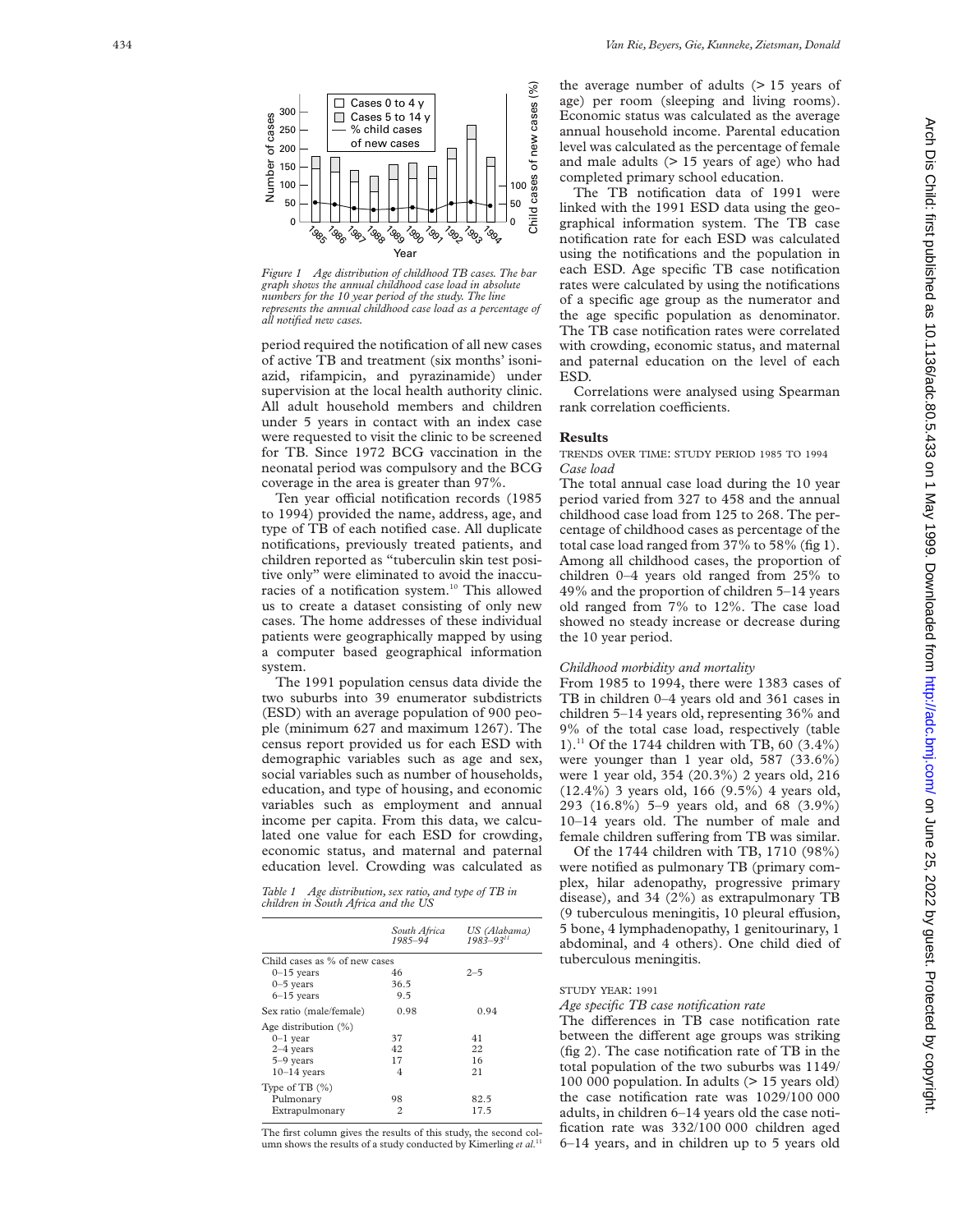Figure 1 Age distribution of childhood TB cases. The bar graph shows the annual childhood case load in absolute numbers for the 10 year period of the study. The line represents the annual childhood case load as a percentage of all notified new cases.

period required the notification of all new cases of active TB and treatment (six months' isoniazid, rifampicin, and pyrazinamide) under supervision at the local health authority clinic. All adult household members and children under 5 years in contact with an index case were requested to visit the clinic to be screened for TB. Since 1972 BCG vaccination in the neonatal period was compulsory and the BCG coverage in the area is greater than 97%.

Ten year official notification records (1985 to 1994) provided the name, address, age, and type of TB of each notified case. All duplicate notifications, previously treated patients, and children reported as "tuberculin skin test positive only" were eliminated to avoid the inaccuracies of a notification system.[10] This allowed us to create a dataset consisting of only new cases. The home addresses of these individual patients were geographically mapped by using a computer based geographical information system.

The 1991 population census data divide the two suburbs into 39 enumerator subdistricts (ESD) with an average population of 900 people (minimum 627 and maximum 1267). The census report provided us for each ESD with demographic variables such as age and sex, social variables such as number of households, education, and type of housing, and economic variables such as employment and annual income per capita. From this data, we calculated one value for each ESD for crowding, economic status, and maternal and paternal education level. Crowding was calculated as the average number of adults (> 15 years of age) per room (sleeping and living rooms). Economic status was calculated as the average annual household income. Parental education level was calculated as the percentage of female and male adults (> 15 years of age) who had completed primary school education.

The TB notification data of 1991 were linked with the 1991 ESD data using the geographical information system. The TB case notification rate for each ESD was calculated using the notifications and the population in each ESD. Age specific TB case notification rates were calculated by using the notifications of a specific age group as the numerator and the age specific population as denominator. The TB case notification rates were correlated with crowding, economic status, and maternal and paternal education on the level of each ESD.

Correlations were analysed using Spearman rank correlation coefficients.

*Table 1 Age distribution, sex ratio, and type of TB in children in South Africa and the US*

| | South Africa 1985–94 | US (Alabama) 1983–93[11] |
|---|---|---|
| Child cases as % of new cases | | |
| 0–15 years | 46 | 2–5 |
| 0–5 years | 36.5 | |
| 6–15 years | 9.5 | |
| Sex ratio (male/female) | 0.98 | 0.94 |
| Age distribution (%) | | |
| 0–1 year | 37 | 41 |
| 2–4 years | 42 | 22 |
| 5–9 years | 17 | 16 |
| 10–14 years | 4 | 21 |
| Type of TB (%) | | |
| Pulmonary | 98 | 82.5 |
| Extrapulmonary | 2 | 17.5 |

The first column gives the results of this study, the second column shows the results of a study conducted by Kimerling *et al*.[11]

## Results

### TRENDS OVER TIME: STUDY PERIOD 1985 TO 1994

*Case load*

The total annual case load during the 10 year period varied from 327 to 458 and the annual childhood case load from 125 to 268. The percentage of childhood cases as percentage of the total case load ranged from 37% to 58% (fig 1). Among all childhood cases, the proportion of children 0–4 years old ranged from 25% to 49% and the proportion of children 5–14 years old ranged from 7% to 12%. The case load showed no steady increase or decrease during the 10 year period.

*Childhood morbidity and mortality*

From 1985 to 1994, there were 1383 cases of TB in children 0–4 years old and 361 cases in children 5–14 years old, representing 36% and 9% of the total case load, respectively (table 1).[11] Of the 1744 children with TB, 60 (3.4%) were younger than 1 year old, 587 (33.6%) were 1 year old, 354 (20.3%) 2 years old, 216 (12.4%) 3 years old, 166 (9.5%) 4 years old, 293 (16.8%) 5–9 years old, and 68 (3.9%) 10–14 years old. The number of male and female children suffering from TB was similar.

Of the 1744 children with TB, 1710 (98%) were notified as pulmonary TB (primary complex, hilar adenopathy, progressive primary disease), and 34 (2%) as extrapulmonary TB (9 tuberculous meningitis, 10 pleural effusion, 5 bone, 4 lymphadenopathy, 1 genitourinary, 1 abdominal, and 4 others). One child died of tuberculous meningitis.

### STUDY YEAR: 1991

*Age specific TB case notification rate*

The differences in TB case notification rate between the different age groups was striking (fig 2). The case notification rate of TB in the total population of the two suburbs was 1149/100 000 population. In adults (> 15 years old) the case notification rate was 1029/100 000 adults, in children 6–14 years old the case notification rate was 332/100 000 children aged 6–14 years, and in children up to 5 years old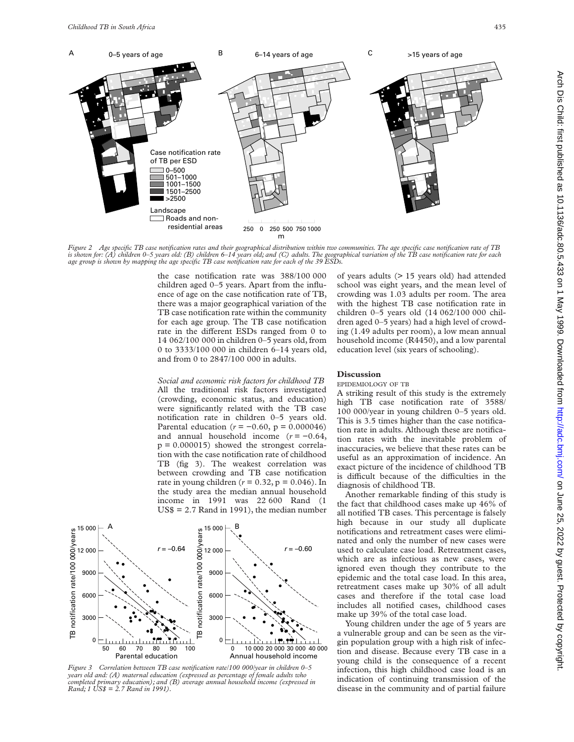Figure 2 Age specific TB case notification rates and their geographical distribution within two communities. The age specific case notification rate of TB is shown for: (A) children 0–5 years old: (B) children 6–14 years old; and (C) adults. The geographical variation of the TB case notification rate for each age group is shown by mapping the age specific TB case notification rate for each of the 39 ESDs.

the case notification rate was 388/100 000 children aged 0–5 years. Apart from the influence of age on the case notification rate of TB, there was a major geographical variation of the TB case notification rate within the community for each age group. The TB case notification rate in the different ESDs ranged from 0 to 14 062/100 000 in children 0–5 years old, from 0 to 3333/100 000 in children 6–14 years old, and from 0 to 2847/100 000 in adults.

*Social and economic risk factors for childhood TB*

All the traditional risk factors investigated (crowding, economic status, and education) were significantly related with the TB case notification rate in children 0–5 years old. Parental education ($r = -0.60$, $p = 0.000046$) and annual household income ($r = -0.64$, $p = 0.000015$) showed the strongest correlation with the case notification rate of childhood TB (fig 3). The weakest correlation was between crowding and TB case notification rate in young children ($r = 0.32$, $p = 0.046$). In the study area the median annual household income in 1991 was 22 600 Rand (1 US$ = 2.7 Rand in 1991), the median number of years adults (> 15 years old) had attended school was eight years, and the mean level of crowding was 1.03 adults per room. The area with the highest TB case notification rate in children 0–5 years old (14 062/100 000 children aged 0–5 years) had a high level of crowding (1.49 adults per room), a low mean annual household income (R4450), and a low parental education level (six years of schooling).

Figure 3 Correlation between TB case notification rate/100 000/year in children 0–5 years old and: (A) maternal education (expressed as percentage of female adults who completed primary education); and (B) average annual household income (expressed in Rand; 1 US$ = 2.7 Rand in 1991).

## Discussion

### EPIDEMIOLOGY OF TB

A striking result of this study is the extremely high TB case notification rate of 3588/100 000/year in young children 0–5 years old. This is 3.5 times higher than the case notification rate in adults. Although these are notification rates with the inevitable problem of inaccuracies, we believe that these rates can be useful as an approximation of incidence. An exact picture of the incidence of childhood TB is difficult because of the difficulties in the diagnosis of childhood TB.

Another remarkable finding of this study is the fact that childhood cases make up 46% of all notified TB cases. This percentage is falsely high because in our study all duplicate notifications and retreatment cases were eliminated and only the number of new cases were used to calculate case load. Retreatment cases, which are as infectious as new cases, were ignored even though they contribute to the epidemic and the total case load. In this area, retreatment cases make up 30% of all adult cases and therefore if the total case load includes all notified cases, childhood cases make up 39% of the total case load.

Young children under the age of 5 years are a vulnerable group and can be seen as the virgin population group with a high risk of infection and disease. Because every TB case in a young child is the consequence of a recent infection, this high childhood case load is an indication of continuing transmission of the disease in the community and of partial failure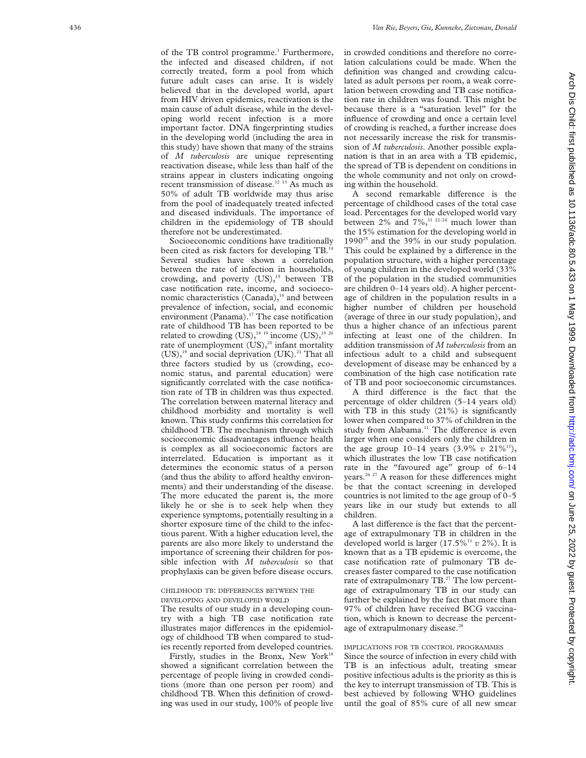of the TB control programme.[1] Furthermore, the infected and diseased children, if not correctly treated, form a pool from which future adult cases can arise. It is widely believed that in the developed world, apart from HIV driven epidemics, reactivation is the main cause of adult disease, while in the developing world recent infection is a more important factor. DNA fingerprinting studies in the developing world (including the area in this study) have shown that many of the strains of *M tuberculosis* are unique representing reactivation disease, while less than half of the strains appear in clusters indicating ongoing recent transmission of disease.[12 13] As much as 50% of adult TB worldwide may thus arise from the pool of inadequately treated infected and diseased individuals. The importance of children in the epidemiology of TB should therefore not be underestimated.

Socioeconomic conditions have traditionally been cited as risk factors for developing TB.[14] Several studies have shown a correlation between the rate of infection in households, crowding, and poverty (US),[15] between TB case notification rate, income, and socioeconomic characteristics (Canada),[16] and between prevalence of infection, social, and economic environment (Panama).[17] The case notification rate of childhood TB has been reported to be related to crowding (US),[18 19] income (US),[19 20] rate of unemployment (US),[20] infant mortality (US),[19] and social deprivation (UK).[21] That all three factors studied by us (crowding, economic status, and parental education) were significantly correlated with the case notification rate of TB in children was thus expected. The correlation between maternal literacy and childhood morbidity and mortality is well known. This study confirms this correlation for childhood TB. The mechanism through which socioeconomic disadvantages influence health is complex as all socioeconomic factors are interrelated. Education is important as it determines the economic status of a person (and thus the ability to afford healthy environments) and their understanding of the disease. The more educated the parent is, the more likely he or she is to seek help when they experience symptoms, potentially resulting in a shorter exposure time of the child to the infectious parent. With a higher education level, the parents are also more likely to understand the importance of screening their children for possible infection with *M tuberculosis* so that prophylaxis can be given before disease occurs.

### CHILDHOOD TB: DIFFERENCES BETWEEN THE DEVELOPING AND DEVELOPED WORLD

The results of our study in a developing country with a high TB case notification rate illustrates major differences in the epidemiology of childhood TB when compared to studies recently reported from developed countries.

Firstly, studies in the Bronx, New York[18] showed a significant correlation between the percentage of people living in crowded conditions (more than one person per room) and childhood TB. When this definition of crowding was used in our study, 100% of people live in crowded conditions and therefore no correlation calculations could be made. When the definition was changed and crowding calculated as adult persons per room, a weak correlation between crowding and TB case notification rate in children was found. This might be because there is a "saturation level" for the influence of crowding and once a certain level of crowding is reached, a further increase does not necessarily increase the risk for transmission of *M tuberculosis*. Another possible explanation is that in an area with a TB epidemic, the spread of TB is dependent on conditions in the whole community and not only on crowding within the household.

A second remarkable difference is the percentage of childhood cases of the total case load. Percentages for the developed world vary between 2% and 7%,[11 22–24] much lower than the 15% estimation for the developing world in 1990[25] and the 39% in our study population. This could be explained by a difference in the population structure, with a higher percentage of young children in the developed world (33% of the population in the studied communities are children 0–14 years old). A higher percentage of children in the population results in a higher number of children per household (average of three in our study population), and thus a higher chance of an infectious parent infecting at least one of the children. In addition transmission of *M tuberculosis* from an infectious adult to a child and subsequent development of disease may be enhanced by a combination of the high case notification rate of TB and poor socioeconomic circumstances.

A third difference is the fact that the percentage of older children (5–14 years old) with TB in this study (21%) is significantly lower when compared to 37% of children in the study from Alabama.[11] The difference is even larger when one considers only the children in the age group 10–14 years (3.9% *v* 21%[11]), which illustrates the low TB case notification rate in the "favoured age" group of 6–14 years.[26 27] A reason for these differences might be that the contact screening in developed countries is not limited to the age group of 0–5 years like in our study but extends to all children.

A last difference is the fact that the percentage of extrapulmonary TB in children in the developed world is larger (17.5%[11] *v* 2%). It is known that as a TB epidemic is overcome, the case notification rate of pulmonary TB decreases faster compared to the case notification rate of extrapulmonary TB.[27] The low percentage of extrapulmonary TB in our study can further be explained by the fact that more than 97% of children have received BCG vaccination, which is known to decrease the percentage of extrapulmonary disease.[28]

### IMPLICATIONS FOR TB CONTROL PROGRAMMES

Since the source of infection in every child with TB is an infectious adult, treating smear positive infectious adults is the priority as this is the key to interrupt transmission of TB. This is best achieved by following WHO guidelines until the goal of 85% cure of all new smear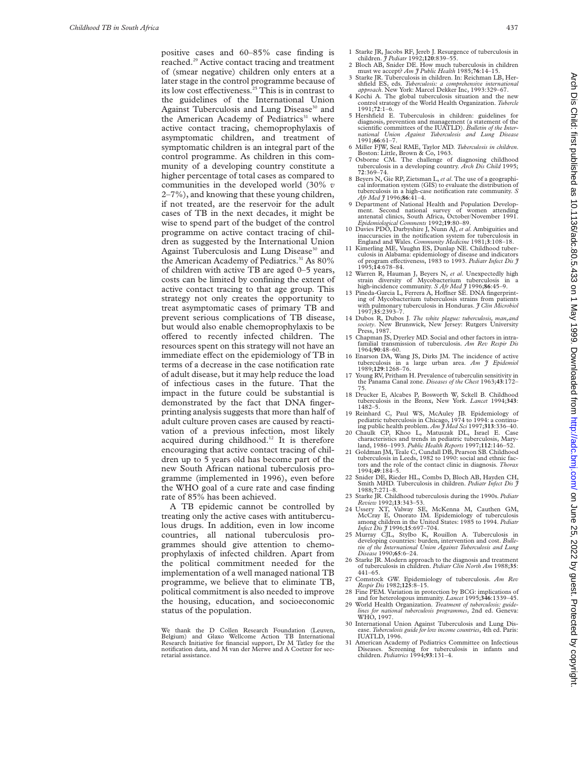positive cases and 60–85% case finding is reached.[29] Active contact tracing and treatment of (smear negative) children only enters at a later stage in the control programme because of its low cost effectiveness.[25] This is in contrast to the guidelines of the International Union Against Tuberculosis and Lung Disease[30] and the American Academy of Pediatrics[31] where active contact tracing, chemoprophylaxis of asymptomatic children, and treatment of symptomatic children is an integral part of the control programme. As children in this community of a developing country constitute a higher percentage of total cases as compared to communities in the developed world (30% *v* 2–7%), and knowing that these young children, if not treated, are the reservoir for the adult cases of TB in the next decades, it might be wise to spend part of the budget of the control programme on active contact tracing of children as suggested by the International Union Against Tuberculosis and Lung Disease[30] and the American Academy of Pediatrics.[31] As 80% of children with active TB are aged 0–5 years, costs can be limited by confining the extent of active contact tracing to that age group. This strategy not only creates the opportunity to treat asymptomatic cases of primary TB and prevent serious complications of TB disease, but would also enable chemoprophylaxis to be offered to recently infected children. The resources spent on this strategy will not have an immediate effect on the epidemiology of TB in terms of a decrease in the case notification rate of adult disease, but it may help reduce the load of infectious cases in the future. That the impact in the future could be substantial is demonstrated by the fact that DNA fingerprinting analysis suggests that more than half of adult culture proven cases are caused by reactivation of a previous infection, most likely acquired during childhood.[12] It is therefore encouraging that active contact tracing of children up to 5 years old has become part of the new South African national tuberculosis programme (implemented in 1996), even before the WHO goal of a cure rate and case finding rate of 85% has been achieved.

A TB epidemic cannot be controlled by treating only the active cases with antituberculous drugs. In addition, even in low income countries, all national tuberculosis programmes should give attention to chemoprophylaxis of infected children. Apart from the political commitment needed for the implementation of a well managed national TB programme, we believe that to eliminate TB, political commitment is also needed to improve the housing, education, and socioeconomic status of the population.

We thank the D Collen Research Foundation (Leuven, Belgium) and Glaxo Wellcome Action TB International Research Initiative for financial support, Dr M Tatley for the notification data, and M van der Merwe and A Coetzer for secretarial assistance.

1. Starke JR, Jacobs RF, Jereb J. Resurgence of tuberculosis in children. *J Pediatr* 1992;**120**:839–55.
2. Bloch AB, Snider DE. How much tuberculosis in children must we accept? *Am J Public Health* 1985;**76**:14–15.
3. Starke JR. Tuberculosis in children. In: Reichman LB, Hershfield ES, eds. *Tuberculosis: a comprehensive international approach*. New York: Marcel Dekker Inc, 1993:329–67.
4. Kochi A. The global tuberculosis situation and the new control strategy of the World Health Organization. *Tubercle* 1991;**72**:1–6.
5. Hershfield E. Tuberculosis in children: guidelines for diagnosis, prevention and management (a statement of the scientific committees of the IUATLD). *Bulletin of the International Union Against Tuberculosis and Lung Disease* 1991;**66**:61–7.
6. Miller FJW, Seal RME, Taylor MD. *Tuberculosis in children*. Boston: Little, Brown & Co, 1963.
7. Osborne CM. The challenge of diagnosing childhood tuberculosis in a developing country. *Arch Dis Child* 1995; **72**:369–74.
8. Beyers N, Gie RP, Zietsman L, *et al*. The use of a geographical information system (GIS) to evaluate the distribution of tuberculosis in a high-case notification rate community. *S Afr Med J* 1996;**86**:41–4.
9. Department of National Health and Population Development. Second national survey of women attending antenatal clinics, South Africa, October/November 1991. *Epidemiological Comments* 1992;**19**:80–89.
10. Davies PDO, Darbyshire J, Nunn AJ, *et al*. Ambiguities and inaccuracies in the notification system for tuberculosis in England and Wales. *Community Medicine* 1981;**3**:108–18.
11. Kimerling ME, Vaughn ES, Dunlap NE. Childhood tuberculosis in Alabama: epidemiology of disease and indicators of program effectiveness, 1983 to 1993. *Pediatr Infect Dis J* 1995;**14**:678–84.
12. Warren R, Hauman J, Beyers N, *et al*. Unexpectedly high strain diversity of Mycobacterium tuberculosis in a high-incidence community. *S Afr Med J* 1996;**86**:45–9.
13. Pineda-Garcia L, Ferrera A, Hoffner SE. DNA fingerprinting of Mycobacterium tuberculosis strains from patients with pulmonary tuberculosis in Honduras. *J Clin Microbiol* 1997;**35**:2393–7.
14. Dubos R, Dubos J. *The white plague: tuberculosis, man, and society*. New Brunswick, New Jersey: Rutgers University Press, 1987.
15. Chapman JS, Dyerley MD. Social and other factors in intrafamilial transmission of tuberculosis. *Am Rev Respir Dis* 1964;**90**:48–60.
16. Enarson DA, Wang JS, Dirks JM. The incidence of active tuberculosis in a large urban area. *Am J Epidemiol* 1989;**129**:1268–76.
17. Young RV, Pritham H. Prevalence of tuberculin sensitivity in the Panama Canal zone. *Diseases of the Chest* 1963;**43**:172–75.
18. Drucker E, Alcabes P, Bosworth W, Sckell B. Childhood tuberculosis in the Bronx, New York. *Lancet* 1994;**343**: 1482–5.
19. Reinhard C, Paul WS, McAuley JB. Epidemiology of pediatric tuberculosis in Chicago, 1974 to 1994: a continuing public health problem. *Am J Med Sci* 1997;**313**:336–40.
20. Chaulk CP, Khoo L, Matuszak DL, Israel E. Case characteristics and trends in pediatric tuberculosis, Maryland, 1986–1993. *Public Health Reports* 1997;**112**:146–52.
21. Goldman JM, Teale C, Cundall DB, Pearson SB. Childhood tuberculosis in Leeds, 1982 to 1990: social and ethnic factors and the role of the contact clinic in diagnosis. *Thorax* 1994;**49**:184–5.
22. Snider DE, Rieder HL, Combs D, Bloch AB, Hayden CH, Smith MHD. Tuberculosis in children. *Pediatr Infect Dis J* 1988;**7**:271–8.
23. Starke JR. Childhood tuberculosis during the 1990s. *Pediatr Review* 1992;**13**:343–53.
24. Ussery XT, Valway SE, McKenna M, Cauthen GM, McCray E, Onorato IM. Epidemiology of tuberculosis among children in the United States: 1985 to 1994. *Pediatr Infect Dis J* 1996;**15**:697–704.
25. Murray CJL, Stylbo K, Rouillon A. Tuberculosis in developing countries: burden, intervention and cost. *Bulletin of the International Union Against Tuberculosis and Lung Disease* 1990;**65**:6–24.
26. Starke JR. Modern approach to the diagnosis and treatment of tuberculosis in children. *Pediatr Clin North Am* 1988;**35**: 441–65.
27. Comstock GW. Epidemiology of tuberculosis. *Am Rev Respir Dis* 1982;**125**:8–15.
28. Fine PEM. Variation in protection by BCG: implications of and for heterologous immunity. *Lancet* 1995;**346**:1339–45.
29. World Health Organization. *Treatment of tuberculosis: guidelines for national tuberculosis programmes*, 2nd ed. Geneva: WHO, 1997.
30. International Union Against Tuberculosis and Lung Disease. *Tuberculosis guide for low income countries*, 4th ed. Paris: IUATLD, 1996.
31. American Academy of Pediatrics Committee on Infectious Diseases. Screening for tuberculosis in infants and children. *Pediatrics* 1994;**93**:131–4.